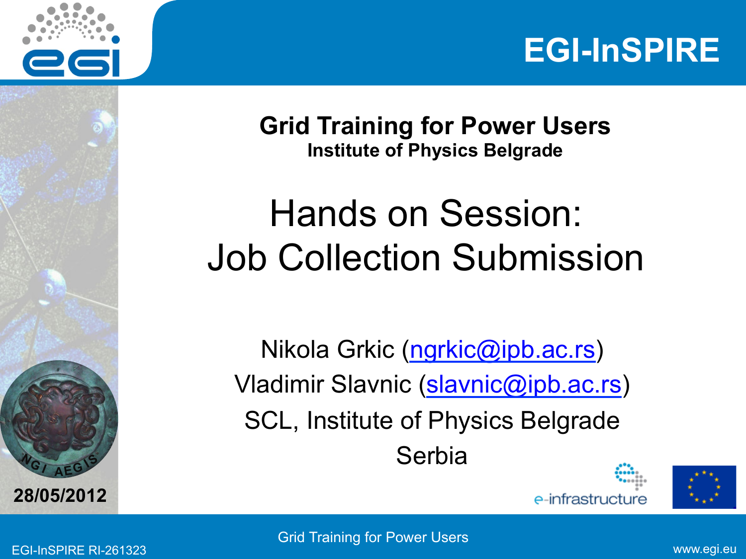EGI-InSPIRE

**Grid Training for Power Users**
**Institute of Physics Belgrade**

# Hands on Session: Job Collection Submission

Nikola Grkic (ngrkic@ipb.ac.rs)
Vladimir Slavnic (slavnic@ipb.ac.rs)
SCL, Institute of Physics Belgrade
Serbia

**28/05/2012**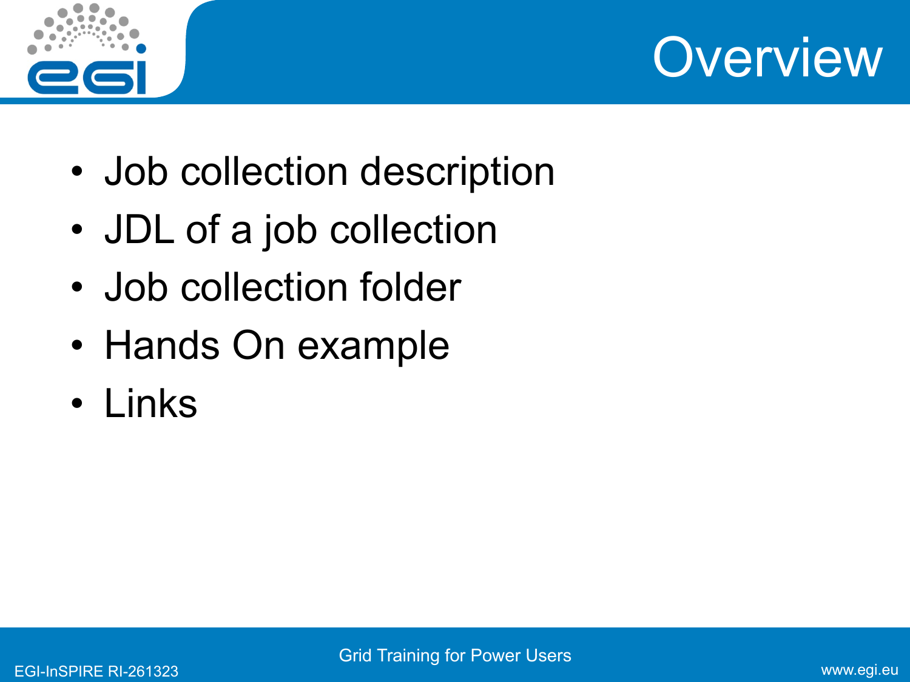# Overview

- Job collection description
- JDL of a job collection
- Job collection folder
- Hands On example
- Links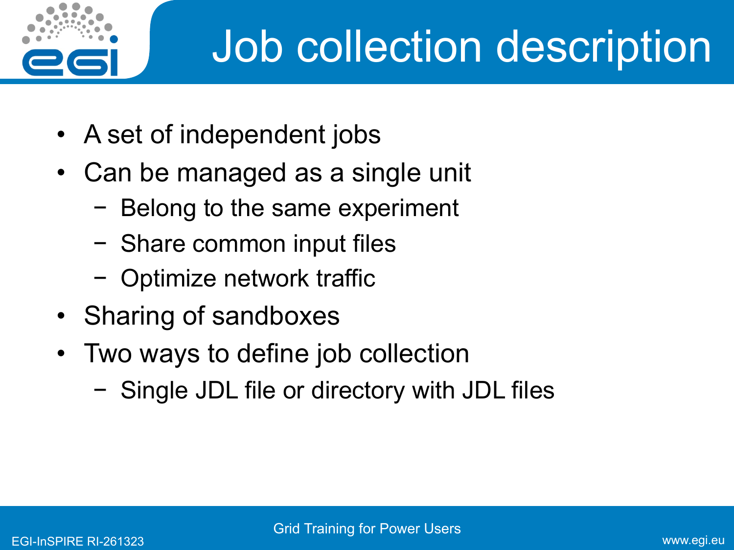# Job collection description

- A set of independent jobs
- Can be managed as a single unit
  - Belong to the same experiment
  - Share common input files
  - Optimize network traffic
- Sharing of sandboxes
- Two ways to define job collection
  - Single JDL file or directory with JDL files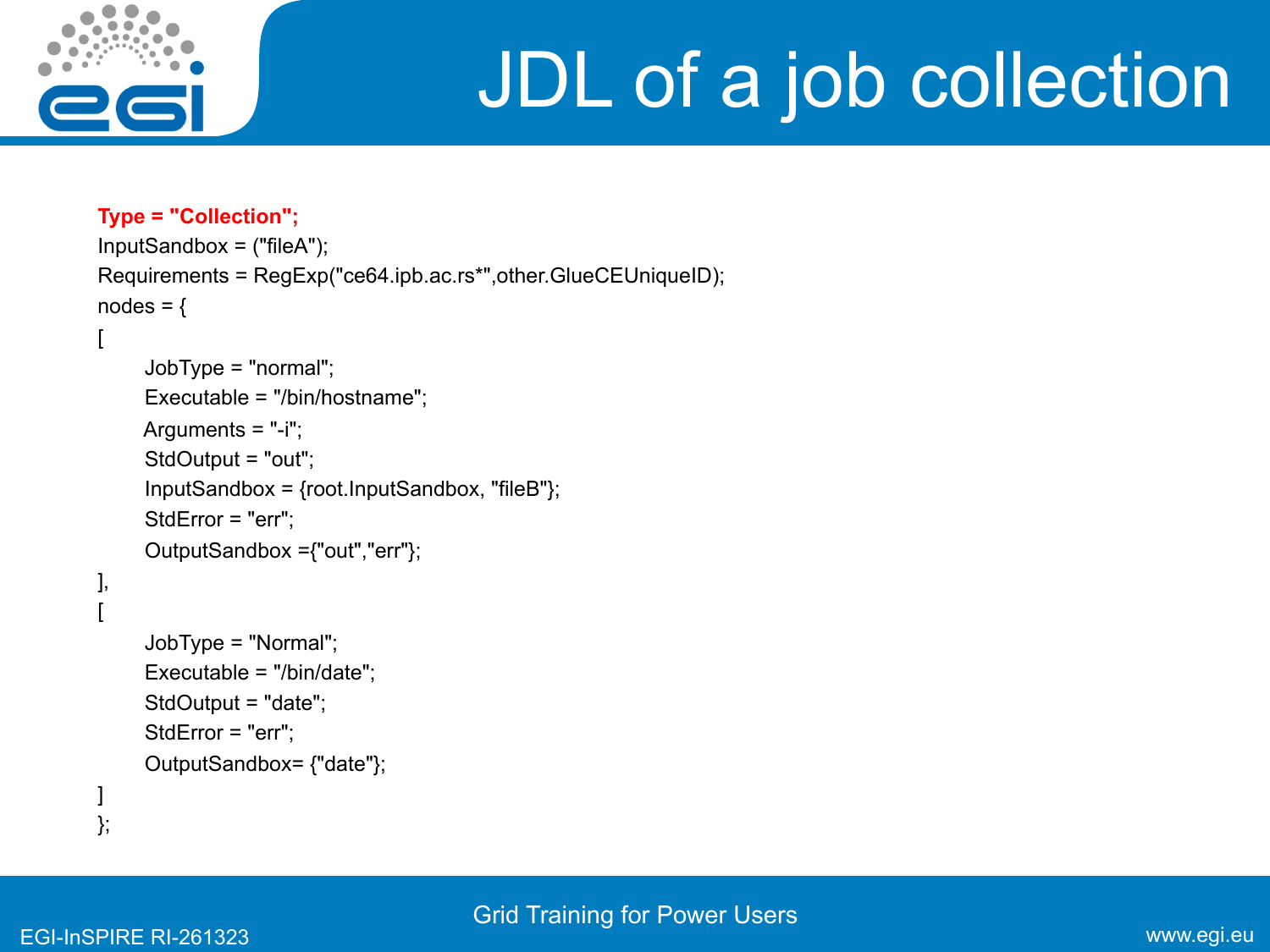# JDL of a job collection

```
Type = "Collection";
InputSandbox = ("fileA");
Requirements = RegExp("ce64.ipb.ac.rs*",other.GlueCEUniqueID);
nodes = {
[
        JobType = "normal";
        Executable = "/bin/hostname";
        Arguments = "-i";
        StdOutput = "out";
        InputSandbox = {root.InputSandbox, "fileB"};
        StdError = "err";
        OutputSandbox ={"out","err"};
],
[
        JobType = "Normal";
        Executable = "/bin/date";
        StdOutput = "date";
        StdError = "err";
        OutputSandbox= {"date"};
]
};
```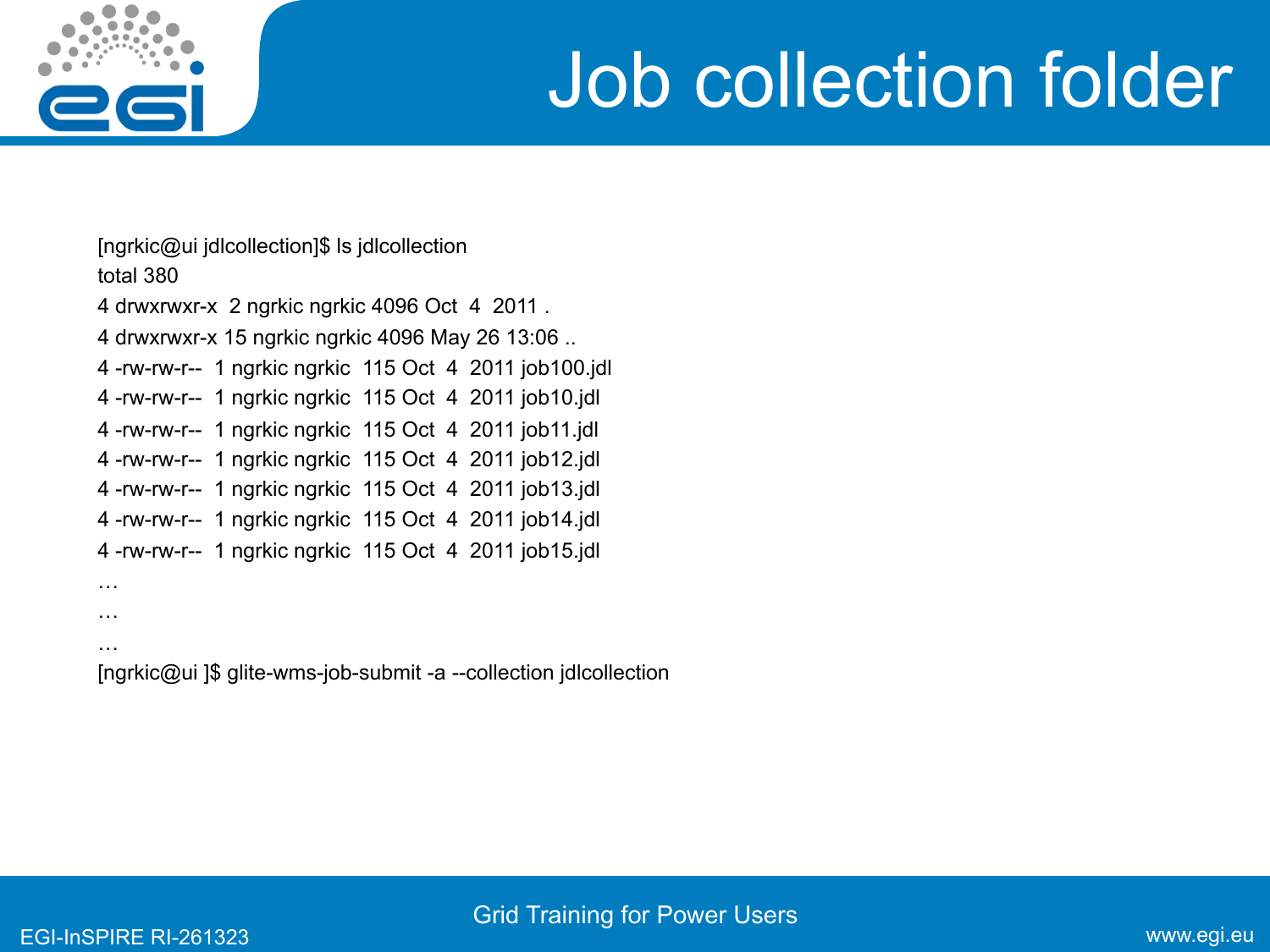# Job collection folder

```
[ngrkic@ui jdlcollection]$ ls jdlcollection
total 380
4 drwxrwxr-x  2 ngrkic ngrkic 4096 Oct  4  2011 .
4 drwxrwxr-x 15 ngrkic ngrkic 4096 May 26 13:06 ..
4 -rw-rw-r--  1 ngrkic ngrkic  115 Oct  4  2011 job100.jdl
4 -rw-rw-r--  1 ngrkic ngrkic  115 Oct  4  2011 job10.jdl
4 -rw-rw-r--  1 ngrkic ngrkic  115 Oct  4  2011 job11.jdl
4 -rw-rw-r--  1 ngrkic ngrkic  115 Oct  4  2011 job12.jdl
4 -rw-rw-r--  1 ngrkic ngrkic  115 Oct  4  2011 job13.jdl
4 -rw-rw-r--  1 ngrkic ngrkic  115 Oct  4  2011 job14.jdl
4 -rw-rw-r--  1 ngrkic ngrkic  115 Oct  4  2011 job15.jdl
…
…
…
[ngrkic@ui ]$ glite-wms-job-submit -a --collection jdlcollection
```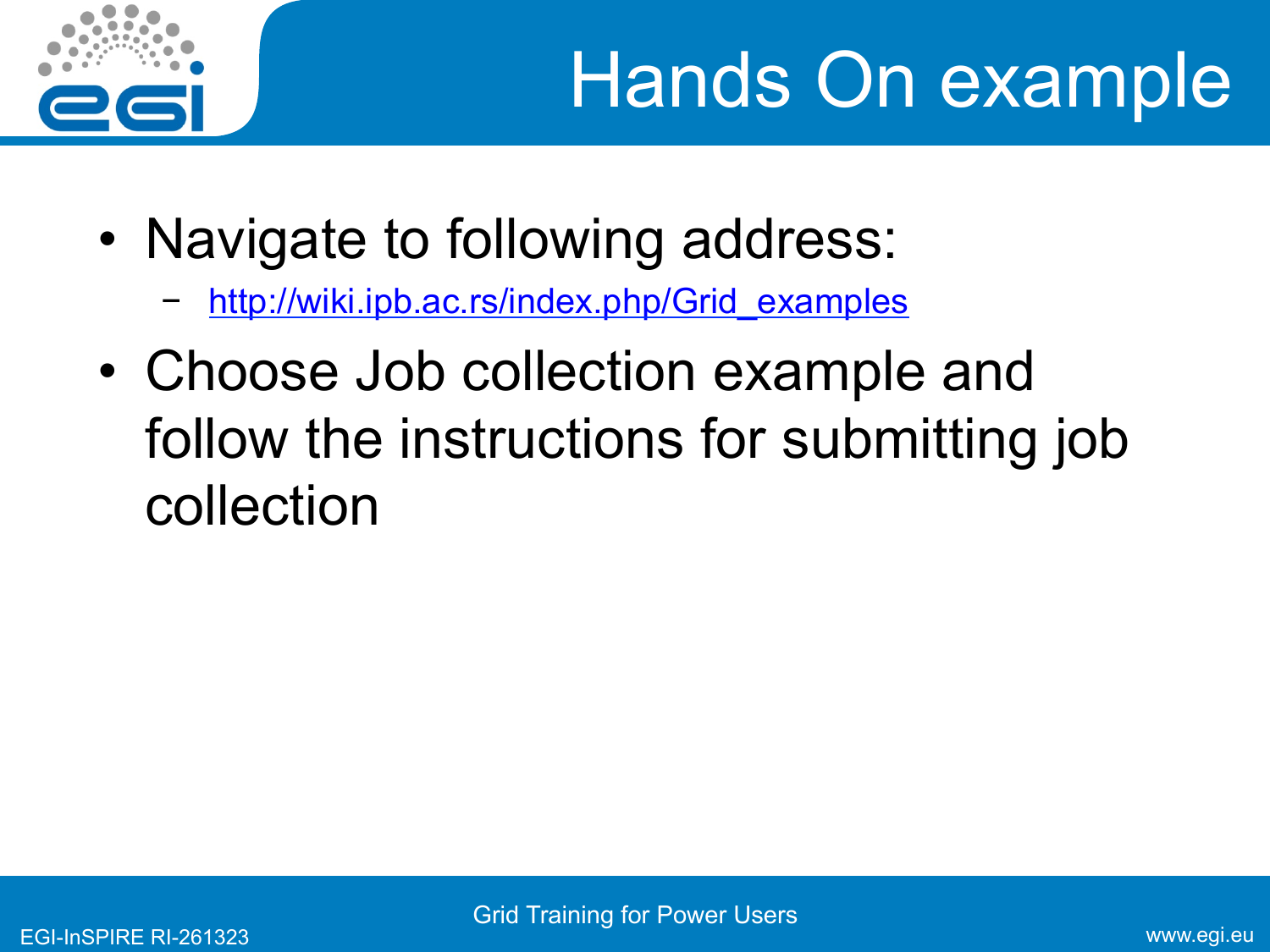# Hands On example

- Navigate to following address:
  - http://wiki.ipb.ac.rs/index.php/Grid_examples
- Choose Job collection example and follow the instructions for submitting job collection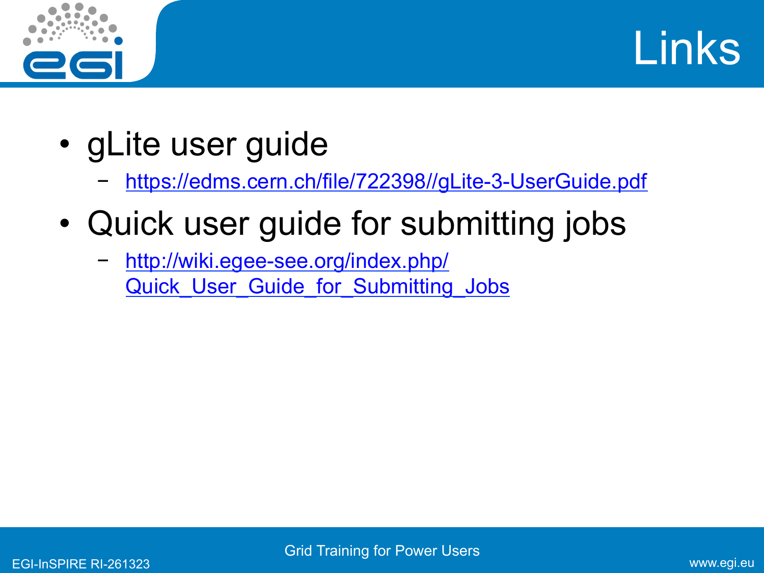# Links

- gLite user guide
  - https://edms.cern.ch/file/722398//gLite-3-UserGuide.pdf
- Quick user guide for submitting jobs
  - http://wiki.egee-see.org/index.php/Quick_User_Guide_for_Submitting_Jobs